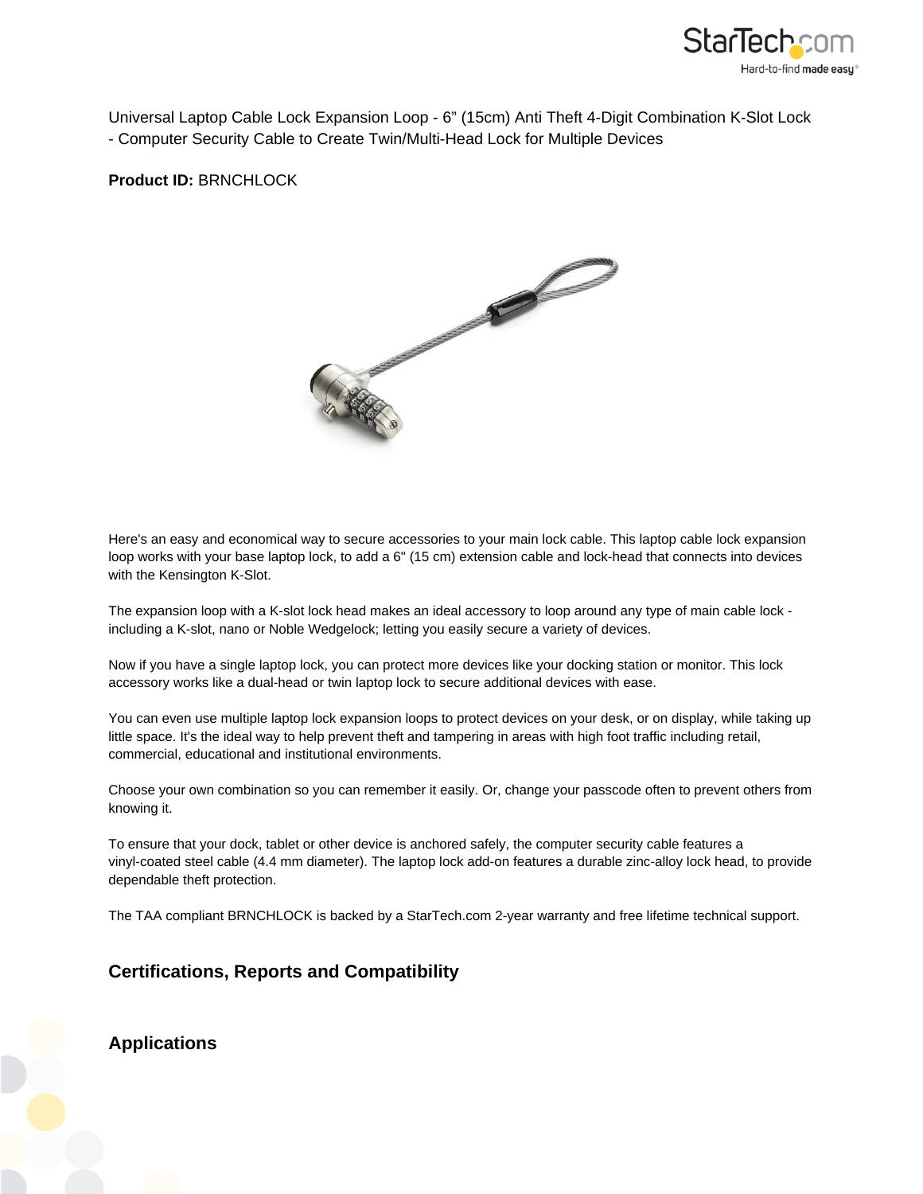Universal Laptop Cable Lock Expansion Loop - 6” (15cm) Anti Theft 4-Digit Combination K-Slot Lock - Computer Security Cable to Create Twin/Multi-Head Lock for Multiple Devices

**Product ID:** BRNCHLOCK

Here's an easy and economical way to secure accessories to your main lock cable. This laptop cable lock expansion loop works with your base laptop lock, to add a 6" (15 cm) extension cable and lock-head that connects into devices with the Kensington K-Slot.

The expansion loop with a K-slot lock head makes an ideal accessory to loop around any type of main cable lock - including a K-slot, nano or Noble Wedgelock; letting you easily secure a variety of devices.

Now if you have a single laptop lock, you can protect more devices like your docking station or monitor. This lock accessory works like a dual-head or twin laptop lock to secure additional devices with ease.

You can even use multiple laptop lock expansion loops to protect devices on your desk, or on display, while taking up little space. It's the ideal way to help prevent theft and tampering in areas with high foot traffic including retail, commercial, educational and institutional environments.

Choose your own combination so you can remember it easily. Or, change your passcode often to prevent others from knowing it.

To ensure that your dock, tablet or other device is anchored safely, the computer security cable features a vinyl-coated steel cable (4.4 mm diameter). The laptop lock add-on features a durable zinc-alloy lock head, to provide dependable theft protection.

The TAA compliant BRNCHLOCK is backed by a StarTech.com 2-year warranty and free lifetime technical support.

## Certifications, Reports and Compatibility

## Applications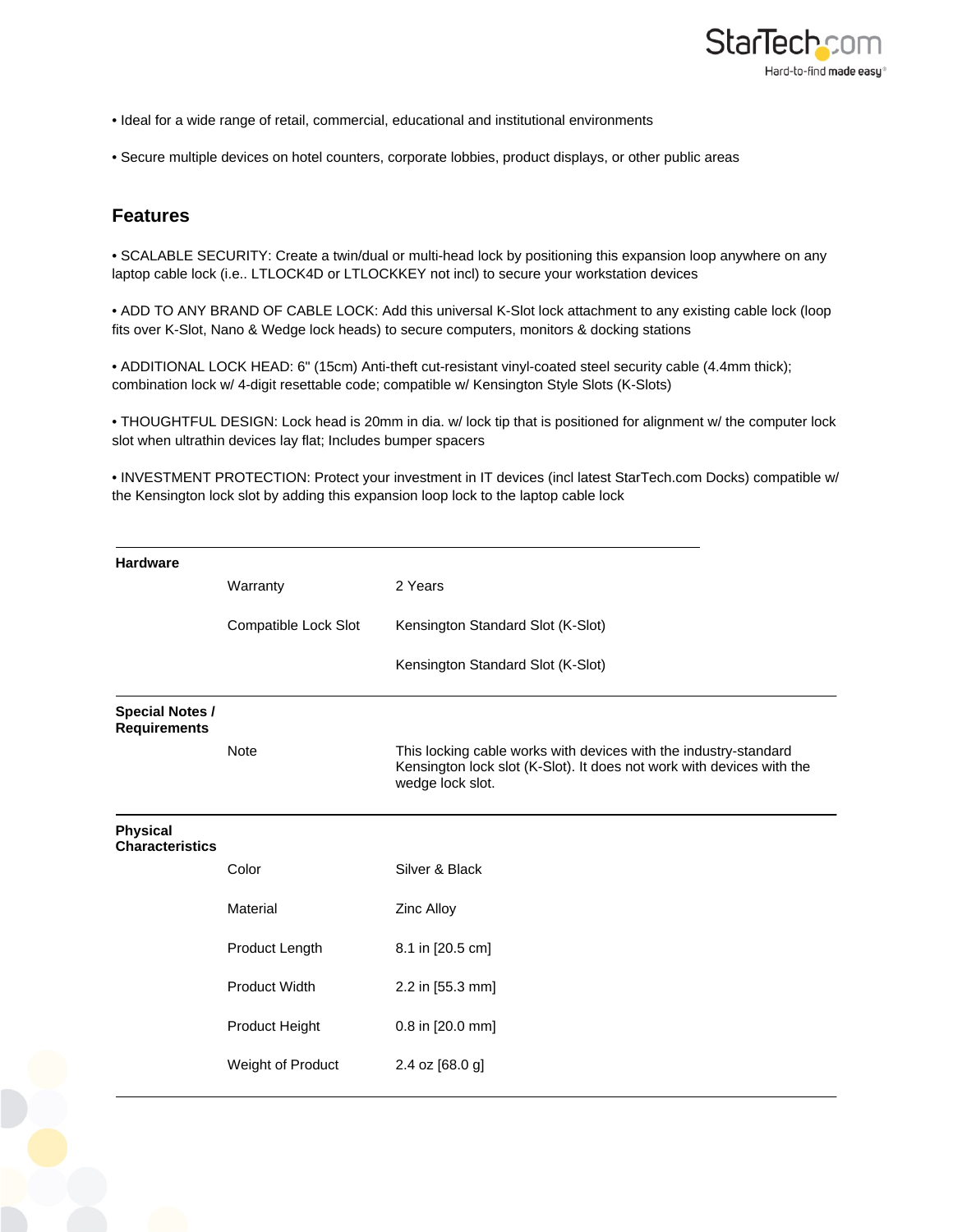• Ideal for a wide range of retail, commercial, educational and institutional environments

• Secure multiple devices on hotel counters, corporate lobbies, product displays, or other public areas

## Features

• SCALABLE SECURITY: Create a twin/dual or multi-head lock by positioning this expansion loop anywhere on any laptop cable lock (i.e.. LTLOCK4D or LTLOCKKEY not incl) to secure your workstation devices

• ADD TO ANY BRAND OF CABLE LOCK: Add this universal K-Slot lock attachment to any existing cable lock (loop fits over K-Slot, Nano & Wedge lock heads) to secure computers, monitors & docking stations

• ADDITIONAL LOCK HEAD: 6" (15cm) Anti-theft cut-resistant vinyl-coated steel security cable (4.4mm thick); combination lock w/ 4-digit resettable code; compatible w/ Kensington Style Slots (K-Slots)

• THOUGHTFUL DESIGN: Lock head is 20mm in dia. w/ lock tip that is positioned for alignment w/ the computer lock slot when ultrathin devices lay flat; Includes bumper spacers

• INVESTMENT PROTECTION: Protect your investment in IT devices (incl latest StarTech.com Docks) compatible w/ the Kensington lock slot by adding this expansion loop lock to the laptop cable lock

| | | |
|---|---|---|
| **Hardware** | | |
| | Warranty | 2 Years |
| | Compatible Lock Slot | Kensington Standard Slot (K-Slot) |
| | | Kensington Standard Slot (K-Slot) |
| **Special Notes / Requirements** | | |
| | Note | This locking cable works with devices with the industry-standard Kensington lock slot (K-Slot). It does not work with devices with the wedge lock slot. |
| **Physical Characteristics** | | |
| | Color | Silver & Black |
| | Material | Zinc Alloy |
| | Product Length | 8.1 in [20.5 cm] |
| | Product Width | 2.2 in [55.3 mm] |
| | Product Height | 0.8 in [20.0 mm] |
| | Weight of Product | 2.4 oz [68.0 g] |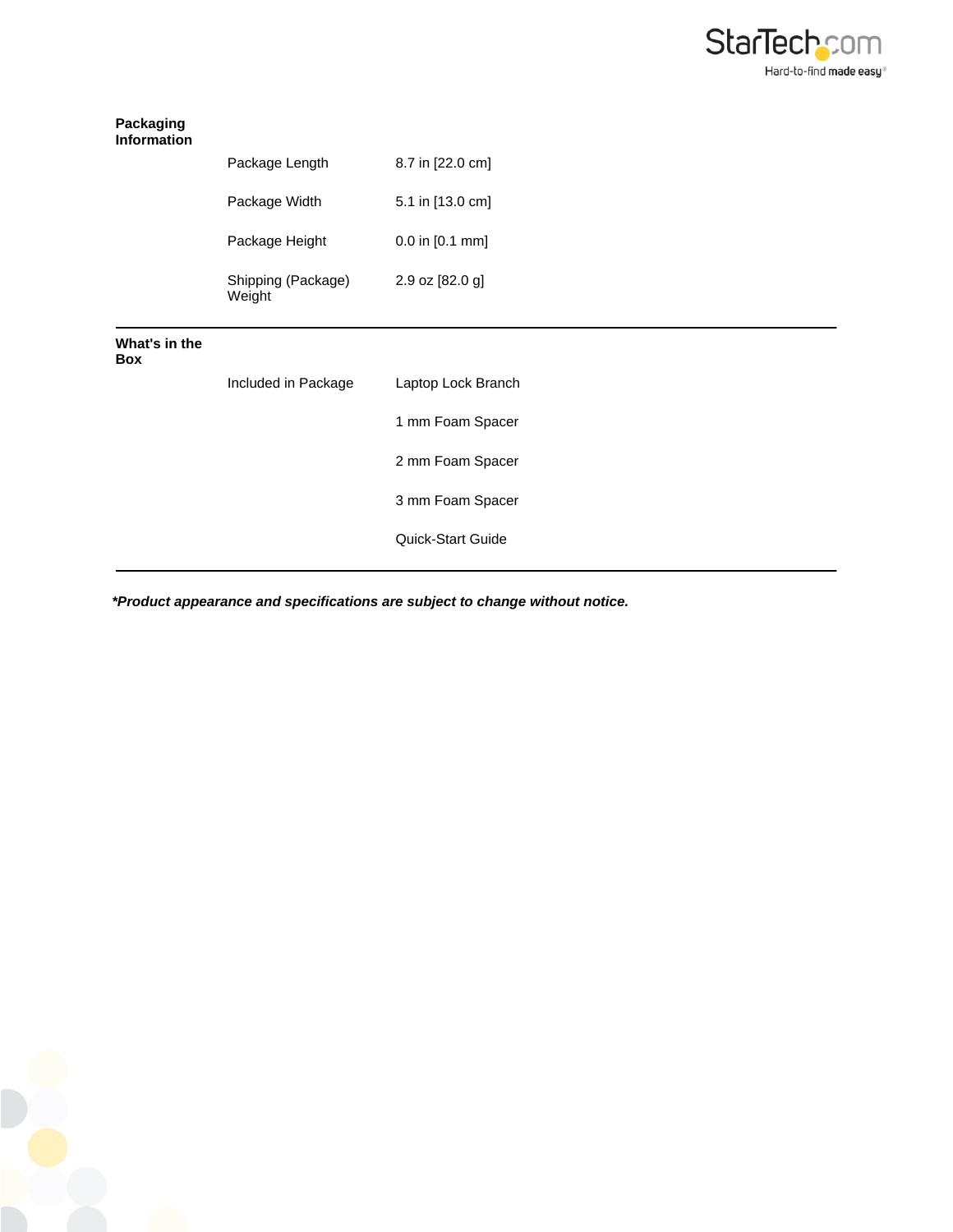| | | |
|---|---|---|
| **Packaging Information** | | |
| | Package Length | 8.7 in [22.0 cm] |
| | Package Width | 5.1 in [13.0 cm] |
| | Package Height | 0.0 in [0.1 mm] |
| | Shipping (Package) Weight | 2.9 oz [82.0 g] |
| **What's in the Box** | | |
| | Included in Package | Laptop Lock Branch |
| | | 1 mm Foam Spacer |
| | | 2 mm Foam Spacer |
| | | 3 mm Foam Spacer |
| | | Quick-Start Guide |

***Product appearance and specifications are subject to change without notice.***